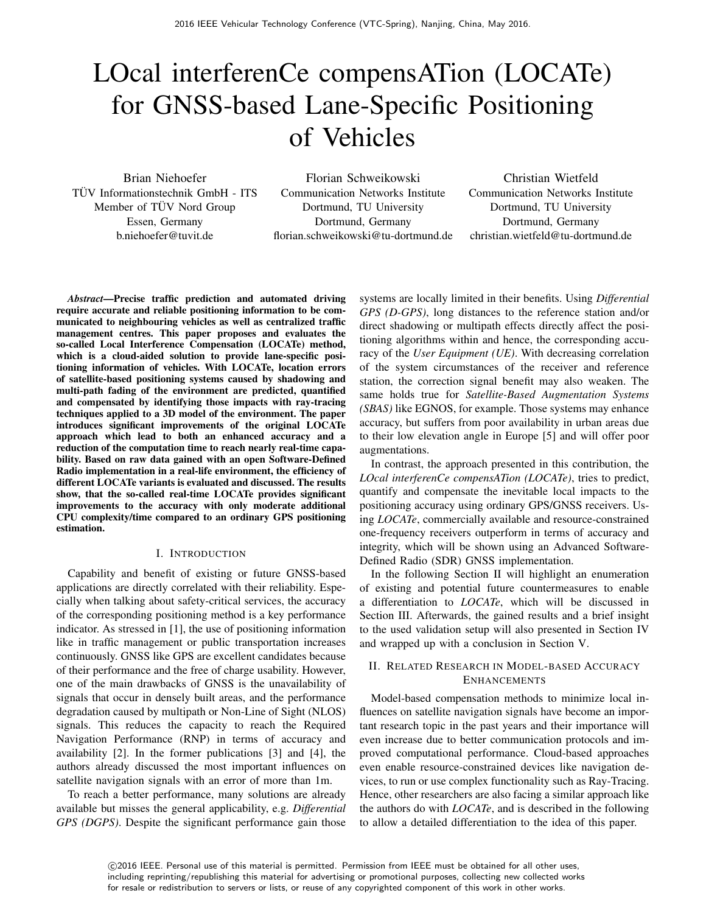# LOcal interferenCe compensATion (LOCATe) for GNSS-based Lane-Specific Positioning of Vehicles

Brian Niehoefer
TÜV Informationstechnik GmbH - ITS
Member of TÜV Nord Group
Essen, Germany
b.niehoefer@tuvit.de

Florian Schweikowski
Communication Networks Institute
Dortmund, TU University
Dortmund, Germany
florian.schweikowski@tu-dortmund.de

Christian Wietfeld
Communication Networks Institute
Dortmund, TU University
Dortmund, Germany
christian.wietfeld@tu-dortmund.de

***Abstract*—Precise traffic prediction and automated driving require accurate and reliable positioning information to be communicated to neighbouring vehicles as well as centralized traffic management centres. This paper proposes and evaluates the so-called Local Interference Compensation (LOCATe) method, which is a cloud-aided solution to provide lane-specific positioning information of vehicles. With LOCATe, location errors of satellite-based positioning systems caused by shadowing and multi-path fading of the environment are predicted, quantified and compensated by identifying those impacts with ray-tracing techniques applied to a 3D model of the environment. The paper introduces significant improvements of the original LOCATe approach which lead to both an enhanced accuracy and a reduction of the computation time to reach nearly real-time capability. Based on raw data gained with an open Software-Defined Radio implementation in a real-life environment, the efficiency of different LOCATe variants is evaluated and discussed. The results show, that the so-called real-time LOCATe provides significant improvements to the accuracy with only moderate additional CPU complexity/time compared to an ordinary GPS positioning estimation.**

## I. Introduction

Capability and benefit of existing or future GNSS-based applications are directly correlated with their reliability. Especially when talking about safety-critical services, the accuracy of the corresponding positioning method is a key performance indicator. As stressed in [1], the use of positioning information like in traffic management or public transportation increases continuously. GNSS like GPS are excellent candidates because of their performance and the free of charge usability. However, one of the main drawbacks of GNSS is the unavailability of signals that occur in densely built areas, and the performance degradation caused by multipath or Non-Line of Sight (NLOS) signals. This reduces the capacity to reach the Required Navigation Performance (RNP) in terms of accuracy and availability [2]. In the former publications [3] and [4], the authors already discussed the most important influences on satellite navigation signals with an error of more than 1m.

To reach a better performance, many solutions are already available but misses the general applicability, e.g. *Differential GPS (DGPS)*. Despite the significant performance gain those systems are locally limited in their benefits. Using *Differential GPS (D-GPS)*, long distances to the reference station and/or direct shadowing or multipath effects directly affect the positioning algorithms within and hence, the corresponding accuracy of the *User Equipment (UE)*. With decreasing correlation of the system circumstances of the receiver and reference station, the correction signal benefit may also weaken. The same holds true for *Satellite-Based Augmentation Systems (SBAS)* like EGNOS, for example. Those systems may enhance accuracy, but suffers from poor availability in urban areas due to their low elevation angle in Europe [5] and will offer poor augmentations.

In contrast, the approach presented in this contribution, the *LOcal interferenCe compensATion (LOCATe)*, tries to predict, quantify and compensate the inevitable local impacts to the positioning accuracy using ordinary GPS/GNSS receivers. Using *LOCATe*, commercially available and resource-constrained one-frequency receivers outperform in terms of accuracy and integrity, which will be shown using an Advanced Software-Defined Radio (SDR) GNSS implementation.

In the following Section II will highlight an enumeration of existing and potential future countermeasures to enable a differentiation to *LOCATe*, which will be discussed in Section III. Afterwards, the gained results and a brief insight to the used validation setup will also presented in Section IV and wrapped up with a conclusion in Section V.

## II. Related Research in Model-based Accuracy Enhancements

Model-based compensation methods to minimize local influences on satellite navigation signals have become an important research topic in the past years and their importance will even increase due to better communication protocols and improved computational performance. Cloud-based approaches even enable resource-constrained devices like navigation devices, to run or use complex functionality such as Ray-Tracing. Hence, other researchers are also facing a similar approach like the authors do with *LOCATe*, and is described in the following to allow a detailed differentiation to the idea of this paper.

©2016 IEEE. Personal use of this material is permitted. Permission from IEEE must be obtained for all other uses, including reprinting/republishing this material for advertising or promotional purposes, collecting new collected works for resale or redistribution to servers or lists, or reuse of any copyrighted component of this work in other works.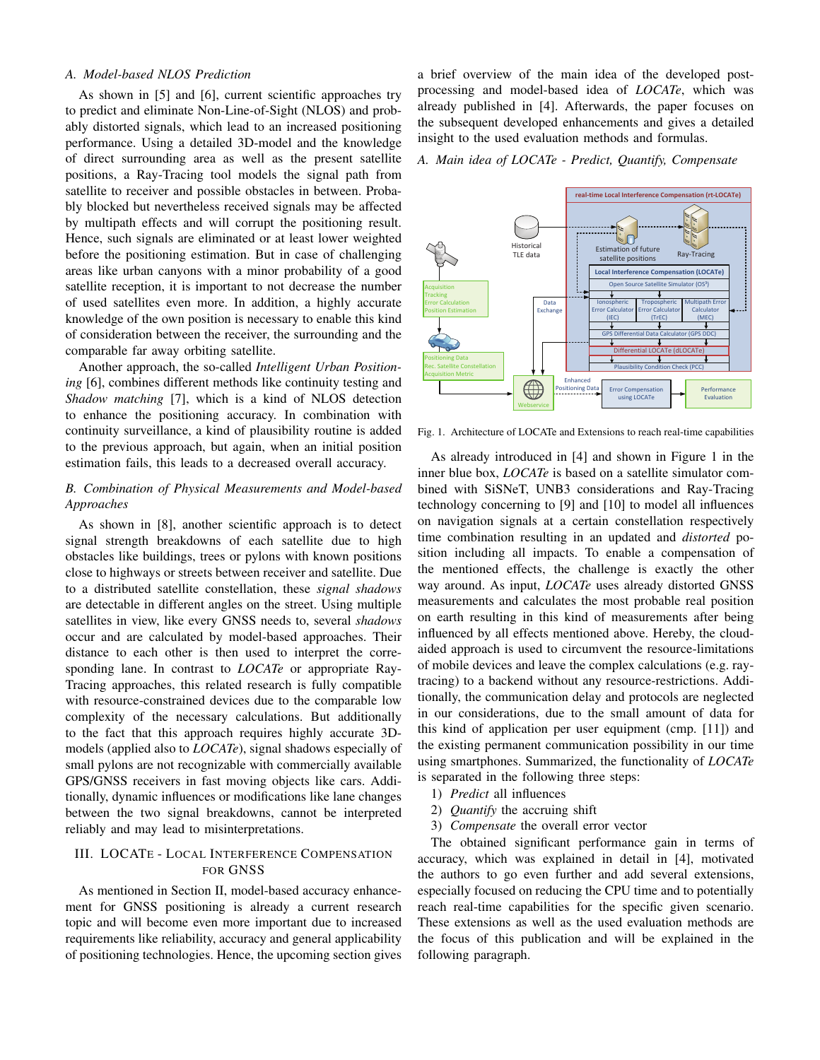### A. Model-based NLOS Prediction

As shown in [5] and [6], current scientific approaches try to predict and eliminate Non-Line-of-Sight (NLOS) and probably distorted signals, which lead to an increased positioning performance. Using a detailed 3D-model and the knowledge of direct surrounding area as well as the present satellite positions, a Ray-Tracing tool models the signal path from satellite to receiver and possible obstacles in between. Probably blocked but nevertheless received signals may be affected by multipath effects and will corrupt the positioning result. Hence, such signals are eliminated or at least lower weighted before the positioning estimation. But in case of challenging areas like urban canyons with a minor probability of a good satellite reception, it is important to not decrease the number of used satellites even more. In addition, a highly accurate knowledge of the own position is necessary to enable this kind of consideration between the receiver, the surrounding and the comparable far away orbiting satellite.

Another approach, the so-called *Intelligent Urban Positioning* [6], combines different methods like continuity testing and *Shadow matching* [7], which is a kind of NLOS detection to enhance the positioning accuracy. In combination with continuity surveillance, a kind of plausibility routine is added to the previous approach, but again, when an initial position estimation fails, this leads to a decreased overall accuracy.

### B. Combination of Physical Measurements and Model-based Approaches

As shown in [8], another scientific approach is to detect signal strength breakdowns of each satellite due to high obstacles like buildings, trees or pylons with known positions close to highways or streets between receiver and satellite. Due to a distributed satellite constellation, these *signal shadows* are detectable in different angles on the street. Using multiple satellites in view, like every GNSS needs to, several *shadows* occur and are calculated by model-based approaches. Their distance to each other is then used to interpret the corresponding lane. In contrast to *LOCATe* or appropriate Ray-Tracing approaches, this related research is fully compatible with resource-constrained devices due to the comparable low complexity of the necessary calculations. But additionally to the fact that this approach requires highly accurate 3D-models (applied also to *LOCATe*), signal shadows especially of small pylons are not recognizable with commercially available GPS/GNSS receivers in fast moving objects like cars. Additionally, dynamic influences or modifications like lane changes between the two signal breakdowns, cannot be interpreted reliably and may lead to misinterpretations.

## III. LOCATe - Local Interference Compensation for GNSS

As mentioned in Section II, model-based accuracy enhancement for GNSS positioning is already a current research topic and will become even more important due to increased requirements like reliability, accuracy and general applicability of positioning technologies. Hence, the upcoming section gives a brief overview of the main idea of the developed post-processing and model-based idea of *LOCATe*, which was already published in [4]. Afterwards, the paper focuses on the subsequent developed enhancements and gives a detailed insight to the used evaluation methods and formulas.

### A. Main idea of LOCATe - Predict, Quantify, Compensate

Fig. 1. Architecture of LOCATe and Extensions to reach real-time capabilities

As already introduced in [4] and shown in Figure 1 in the inner blue box, *LOCATe* is based on a satellite simulator combined with SiSNeT, UNB3 considerations and Ray-Tracing technology concerning to [9] and [10] to model all influences on navigation signals at a certain constellation respectively time combination resulting in an updated and *distorted* position including all impacts. To enable a compensation of the mentioned effects, the challenge is exactly the other way around. As input, *LOCATe* uses already distorted GNSS measurements and calculates the most probable real position on earth resulting in this kind of measurements after being influenced by all effects mentioned above. Hereby, the cloud-aided approach is used to circumvent the resource-limitations of mobile devices and leave the complex calculations (e.g. ray-tracing) to a backend without any resource-restrictions. Additionally, the communication delay and protocols are neglected in our considerations, due to the small amount of data for this kind of application per user equipment (cmp. [11]) and the existing permanent communication possibility in our time using smartphones. Summarized, the functionality of *LOCATe* is separated in the following three steps:

1) *Predict* all influences
2) *Quantify* the accruing shift
3) *Compensate* the overall error vector

The obtained significant performance gain in terms of accuracy, which was explained in detail in [4], motivated the authors to go even further and add several extensions, especially focused on reducing the CPU time and to potentially reach real-time capabilities for the specific given scenario. These extensions as well as the used evaluation methods are the focus of this publication and will be explained in the following paragraph.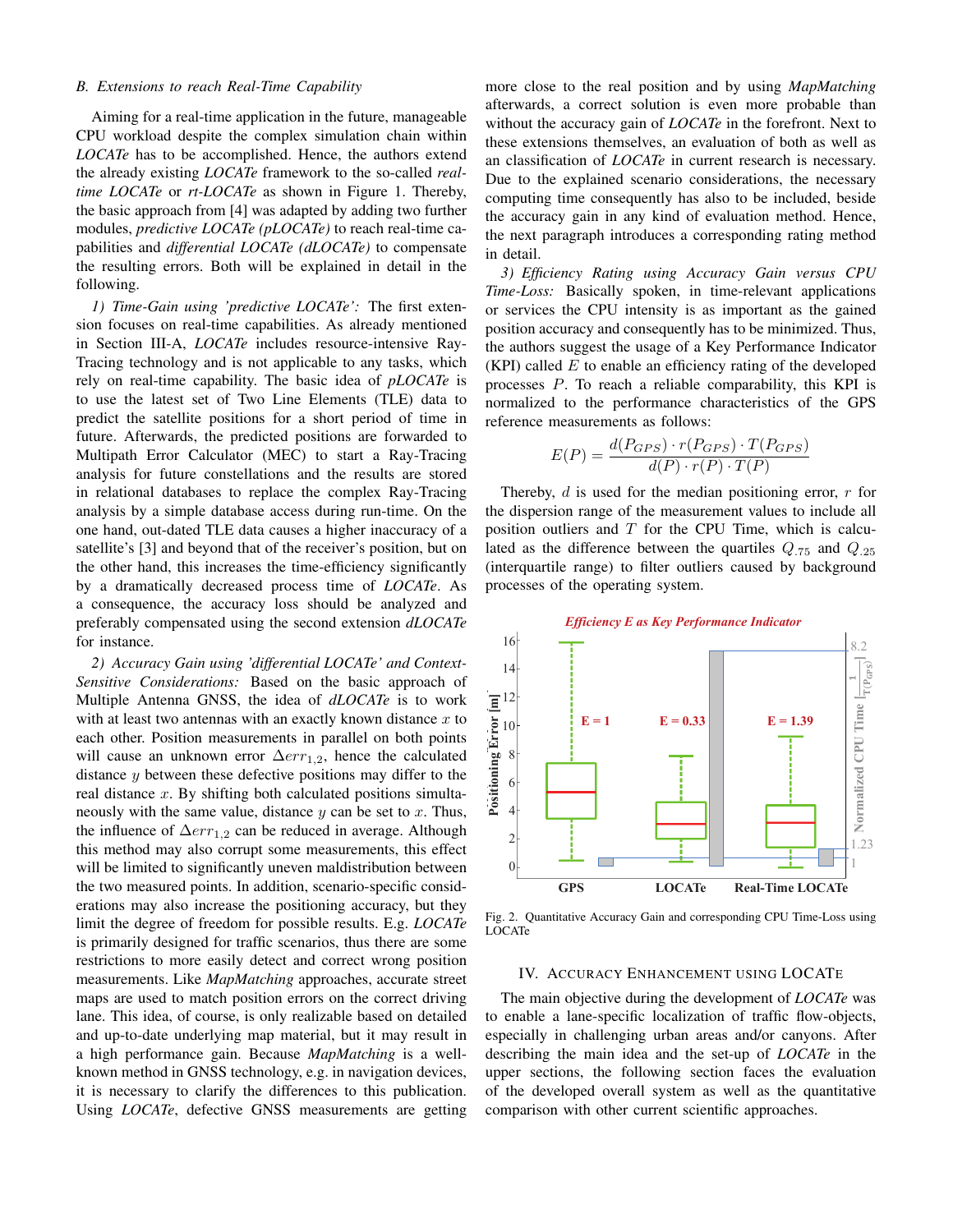### B. Extensions to reach Real-Time Capability

Aiming for a real-time application in the future, manageable CPU workload despite the complex simulation chain within *LOCATe* has to be accomplished. Hence, the authors extend the already existing *LOCATe* framework to the so-called *real-time LOCATe* or *rt-LOCATe* as shown in Figure 1. Thereby, the basic approach from [4] was adapted by adding two further modules, *predictive LOCATe (pLOCATe)* to reach real-time capabilities and *differential LOCATe (dLOCATe)* to compensate the resulting errors. Both will be explained in detail in the following.

*1) Time-Gain using 'predictive LOCATe':* The first extension focuses on real-time capabilities. As already mentioned in Section III-A, *LOCATe* includes resource-intensive Ray-Tracing technology and is not applicable to any tasks, which rely on real-time capability. The basic idea of *pLOCATe* is to use the latest set of Two Line Elements (TLE) data to predict the satellite positions for a short period of time in future. Afterwards, the predicted positions are forwarded to Multipath Error Calculator (MEC) to start a Ray-Tracing analysis for future constellations and the results are stored in relational databases to replace the complex Ray-Tracing analysis by a simple database access during run-time. On the one hand, out-dated TLE data causes a higher inaccuracy of a satellite's [3] and beyond that of the receiver's position, but on the other hand, this increases the time-efficiency significantly by a dramatically decreased process time of *LOCATe*. As a consequence, the accuracy loss should be analyzed and preferably compensated using the second extension *dLOCATe* for instance.

*2) Accuracy Gain using 'differential LOCATe' and Context-Sensitive Considerations:* Based on the basic approach of Multiple Antenna GNSS, the idea of *dLOCATe* is to work with at least two antennas with an exactly known distance $x$ to each other. Position measurements in parallel on both points will cause an unknown error $\Delta err_{1,2}$, hence the calculated distance $y$ between these defective positions may differ to the real distance $x$. By shifting both calculated positions simultaneously with the same value, distance $y$ can be set to $x$. Thus, the influence of $\Delta err_{1,2}$ can be reduced in average. Although this method may also corrupt some measurements, this effect will be limited to significantly uneven maldistribution between the two measured points. In addition, scenario-specific considerations may also increase the positioning accuracy, but they limit the degree of freedom for possible results. E.g. *LOCATe* is primarily designed for traffic scenarios, thus there are some restrictions to more easily detect and correct wrong position measurements. Like *MapMatching* approaches, accurate street maps are used to match position errors on the correct driving lane. This idea, of course, is only realizable based on detailed and up-to-date underlying map material, but it may result in a high performance gain. Because *MapMatching* is a well-known method in GNSS technology, e.g. in navigation devices, it is necessary to clarify the differences to this publication. Using *LOCATe*, defective GNSS measurements are getting more close to the real position and by using *MapMatching* afterwards, a correct solution is even more probable than without the accuracy gain of *LOCATe* in the forefront. Next to these extensions themselves, an evaluation of both as well as an classification of *LOCATe* in current research is necessary. Due to the explained scenario considerations, the necessary computing time consequently has also to be included, beside the accuracy gain in any kind of evaluation method. Hence, the next paragraph introduces a corresponding rating method in detail.

*3) Efficiency Rating using Accuracy Gain versus CPU Time-Loss:* Basically spoken, in time-relevant applications or services the CPU intensity is as important as the gained position accuracy and consequently has to be minimized. Thus, the authors suggest the usage of a Key Performance Indicator (KPI) called $E$ to enable an efficiency rating of the developed processes $P$. To reach a reliable comparability, this KPI is normalized to the performance characteristics of the GPS reference measurements as follows:

$$E(P) = \frac{d(P_{GPS}) \cdot r(P_{GPS}) \cdot T(P_{GPS})}{d(P) \cdot r(P) \cdot T(P)}$$

Thereby, $d$ is used for the median positioning error, $r$ for the dispersion range of the measurement values to include all position outliers and $T$ for the CPU Time, which is calculated as the difference between the quartiles $Q_{.75}$ and $Q_{.25}$ (interquartile range) to filter outliers caused by background processes of the operating system.

Fig. 2. Quantitative Accuracy Gain and corresponding CPU Time-Loss using LOCATe

## IV. Accuracy Enhancement using LOCATe

The main objective during the development of *LOCATe* was to enable a lane-specific localization of traffic flow-objects, especially in challenging urban areas and/or canyons. After describing the main idea and the set-up of *LOCATe* in the upper sections, the following section faces the evaluation of the developed overall system as well as the quantitative comparison with other current scientific approaches.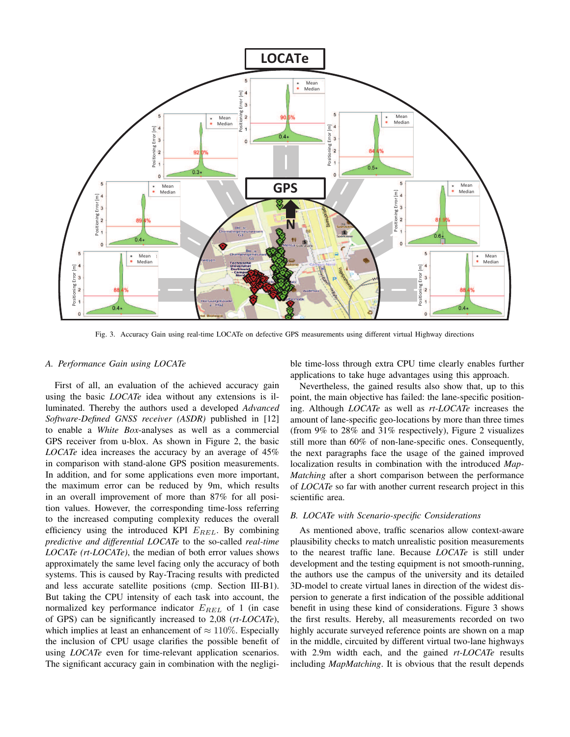Fig. 3. Accuracy Gain using real-time LOCATe on defective GPS measurements using different virtual Highway directions

### A. Performance Gain using LOCATe

First of all, an evaluation of the achieved accuracy gain using the basic *LOCATe* idea without any extensions is illuminated. Thereby the authors used a developed *Advanced Software-Defined GNSS receiver (ASDR)* published in [12] to enable a *White Box*-analyses as well as a commercial GPS receiver from u-blox. As shown in Figure 2, the basic *LOCATe* idea increases the accuracy by an average of 45% in comparison with stand-alone GPS position measurements. In addition, and for some applications even more important, the maximum error can be reduced by 9m, which results in an overall improvement of more than 87% for all position values. However, the corresponding time-loss referring to the increased computing complexity reduces the overall efficiency using the introduced KPI $E_{REL}$. By combining *predictive and differential LOCATe* to the so-called *real-time LOCATe (rt-LOCATe)*, the median of both error values shows approximately the same level facing only the accuracy of both systems. This is caused by Ray-Tracing results with predicted and less accurate satellite positions (cmp. Section III-B1). But taking the CPU intensity of each task into account, the normalized key performance indicator $E_{REL}$ of 1 (in case of GPS) can be significantly increased to 2,08 (*rt-LOCATe*), which implies at least an enhancement of $\approx 110\%$. Especially the inclusion of CPU usage clarifies the possible benefit of using *LOCATe* even for time-relevant application scenarios. The significant accuracy gain in combination with the negligible time-loss through extra CPU time clearly enables further applications to take huge advantages using this approach.

Nevertheless, the gained results also show that, up to this point, the main objective has failed: the lane-specific positioning. Although *LOCATe* as well as *rt-LOCATe* increases the amount of lane-specific geo-locations by more than three times (from 9% to 28% and 31% respectively), Figure 2 visualizes still more than 60% of non-lane-specific ones. Consequently, the next paragraphs face the usage of the gained improved localization results in combination with the introduced *Map-Matching* after a short comparison between the performance of *LOCATe* so far with another current research project in this scientific area.

### B. LOCATe with Scenario-specific Considerations

As mentioned above, traffic scenarios allow context-aware plausibility checks to match unrealistic position measurements to the nearest traffic lane. Because *LOCATe* is still under development and the testing equipment is not smooth-running, the authors use the campus of the university and its detailed 3D-model to create virtual lanes in direction of the widest dispersion to generate a first indication of the possible additional benefit in using these kind of considerations. Figure 3 shows the first results. Hereby, all measurements recorded on two highly accurate surveyed reference points are shown on a map in the middle, circuited by different virtual two-lane highways with 2.9m width each, and the gained *rt-LOCATe* results including *MapMatching*. It is obvious that the result depends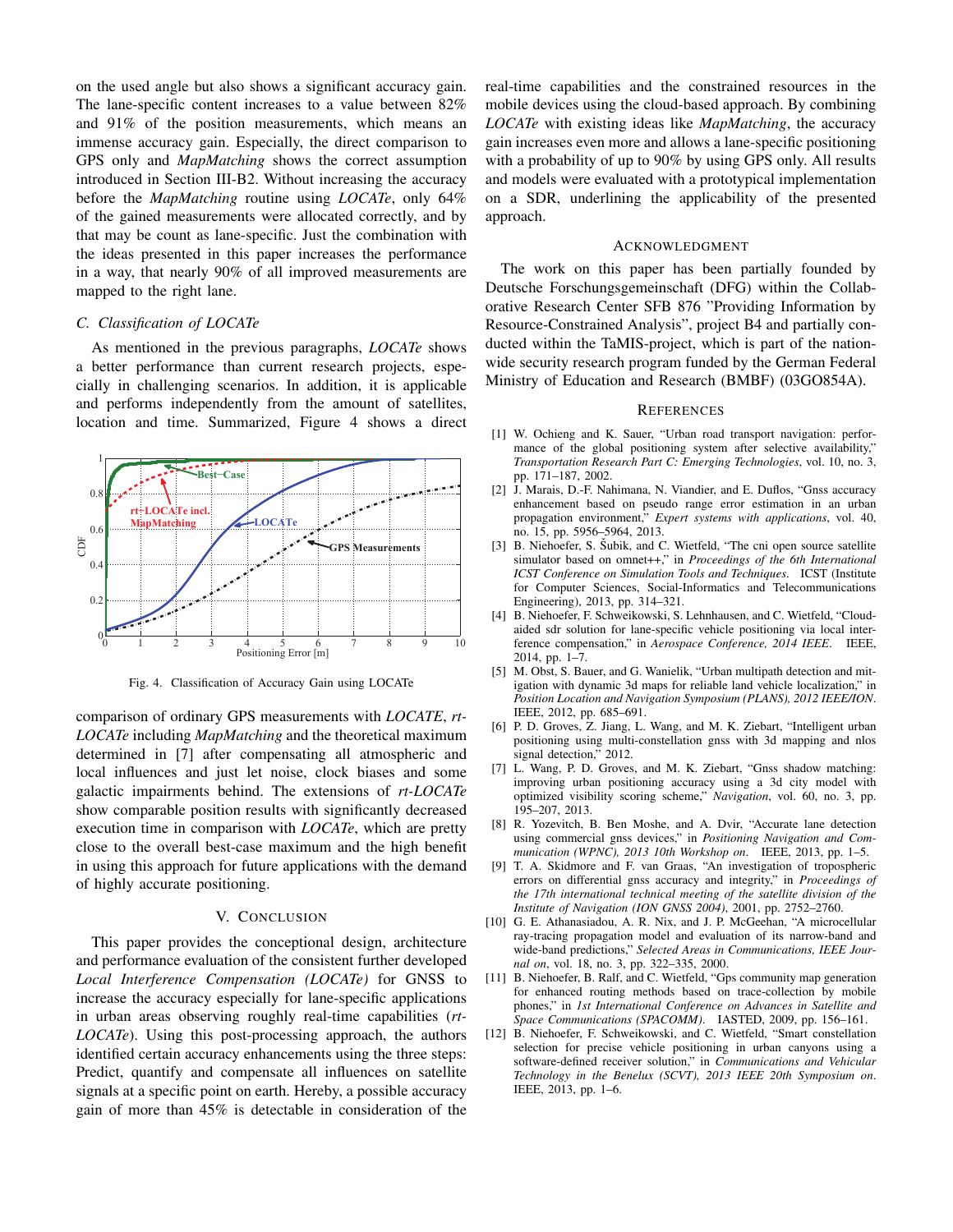on the used angle but also shows a significant accuracy gain. The lane-specific content increases to a value between 82% and 91% of the position measurements, which means an immense accuracy gain. Especially, the direct comparison to GPS only and *MapMatching* shows the correct assumption introduced in Section III-B2. Without increasing the accuracy before the *MapMatching* routine using *LOCATe*, only 64% of the gained measurements were allocated correctly, and by that may be count as lane-specific. Just the combination with the ideas presented in this paper increases the performance in a way, that nearly 90% of all improved measurements are mapped to the right lane.

### C. Classification of LOCATe

As mentioned in the previous paragraphs, *LOCATe* shows a better performance than current research projects, especially in challenging scenarios. In addition, it is applicable and performs independently from the amount of satellites, location and time. Summarized, Figure 4 shows a direct

CDF
1
0.8
0.6
0.4
0.2
0
0 1 2 3 4 5 6 7 8 9 10
Positioning Error [m]
Best−Case
rt−LOCATe incl. MapMatching
LOCATe
GPS Measurements

Fig. 4. Classification of Accuracy Gain using LOCATe

comparison of ordinary GPS measurements with *LOCATE*, *rt-LOCATe* including *MapMatching* and the theoretical maximum determined in [7] after compensating all atmospheric and local influences and just let noise, clock biases and some galactic impairments behind. The extensions of *rt-LOCATe* show comparable position results with significantly decreased execution time in comparison with *LOCATe*, which are pretty close to the overall best-case maximum and the high benefit in using this approach for future applications with the demand of highly accurate positioning.

## V. Conclusion

This paper provides the conceptional design, architecture and performance evaluation of the consistent further developed *Local Interference Compensation (LOCATe)* for GNSS to increase the accuracy especially for lane-specific applications in urban areas observing roughly real-time capabilities (*rt-LOCATe*). Using this post-processing approach, the authors identified certain accuracy enhancements using the three steps: Predict, quantify and compensate all influences on satellite signals at a specific point on earth. Hereby, a possible accuracy gain of more than 45% is detectable in consideration of the real-time capabilities and the constrained resources in the mobile devices using the cloud-based approach. By combining *LOCATe* with existing ideas like *MapMatching*, the accuracy gain increases even more and allows a lane-specific positioning with a probability of up to 90% by using GPS only. All results and models were evaluated with a prototypical implementation on a SDR, underlining the applicability of the presented approach.

## Acknowledgment

The work on this paper has been partially founded by Deutsche Forschungsgemeinschaft (DFG) within the Collaborative Research Center SFB 876 "Providing Information by Resource-Constrained Analysis", project B4 and partially conducted within the TaMIS-project, which is part of the nationwide security research program funded by the German Federal Ministry of Education and Research (BMBF) (03GO854A).

## References

[1] W. Ochieng and K. Sauer, "Urban road transport navigation: performance of the global positioning system after selective availability," *Transportation Research Part C: Emerging Technologies*, vol. 10, no. 3, pp. 171–187, 2002.

[2] J. Marais, D.-F. Nahimana, N. Viandier, and E. Duflos, "Gnss accuracy enhancement based on pseudo range error estimation in an urban propagation environment," *Expert systems with applications*, vol. 40, no. 15, pp. 5956–5964, 2013.

[3] B. Niehoefer, S. Šubik, and C. Wietfeld, "The cni open source satellite simulator based on omnet++," in *Proceedings of the 6th International ICST Conference on Simulation Tools and Techniques*. ICST (Institute for Computer Sciences, Social-Informatics and Telecommunications Engineering), 2013, pp. 314–321.

[4] B. Niehoefer, F. Schweikowski, S. Lehnhausen, and C. Wietfeld, "Cloud-aided sdr solution for lane-specific vehicle positioning via local interference compensation," in *Aerospace Conference, 2014 IEEE*. IEEE, 2014, pp. 1–7.

[5] M. Obst, S. Bauer, and G. Wanielik, "Urban multipath detection and mitigation with dynamic 3d maps for reliable land vehicle localization," in *Position Location and Navigation Symposium (PLANS), 2012 IEEE/ION*. IEEE, 2012, pp. 685–691.

[6] P. D. Groves, Z. Jiang, L. Wang, and M. K. Ziebart, "Intelligent urban positioning using multi-constellation gnss with 3d mapping and nlos signal detection," 2012.

[7] L. Wang, P. D. Groves, and M. K. Ziebart, "Gnss shadow matching: improving urban positioning accuracy using a 3d city model with optimized visibility scoring scheme," *Navigation*, vol. 60, no. 3, pp. 195–207, 2013.

[8] R. Yozevitch, B. Ben Moshe, and A. Dvir, "Accurate lane detection using commercial gnss devices," in *Positioning Navigation and Communication (WPNC), 2013 10th Workshop on*. IEEE, 2013, pp. 1–5.

[9] T. A. Skidmore and F. van Graas, "An investigation of tropospheric errors on differential gnss accuracy and integrity," in *Proceedings of the 17th international technical meeting of the satellite division of the Institute of Navigation (ION GNSS 2004)*, 2001, pp. 2752–2760.

[10] G. E. Athanasiadou, A. R. Nix, and J. P. McGeehan, "A microcellular ray-tracing propagation model and evaluation of its narrow-band and wide-band predictions," *Selected Areas in Communications, IEEE Journal on*, vol. 18, no. 3, pp. 322–335, 2000.

[11] B. Niehoefer, B. Ralf, and C. Wietfeld, "Gps community map generation for enhanced routing methods based on trace-collection by mobile phones," in *1st International Conference on Advances in Satellite and Space Communications (SPACOMM)*. IASTED, 2009, pp. 156–161.

[12] B. Niehoefer, F. Schweikowski, and C. Wietfeld, "Smart constellation selection for precise vehicle positioning in urban canyons using a software-defined receiver solution," in *Communications and Vehicular Technology in the Benelux (SCVT), 2013 IEEE 20th Symposium on*. IEEE, 2013, pp. 1–6.